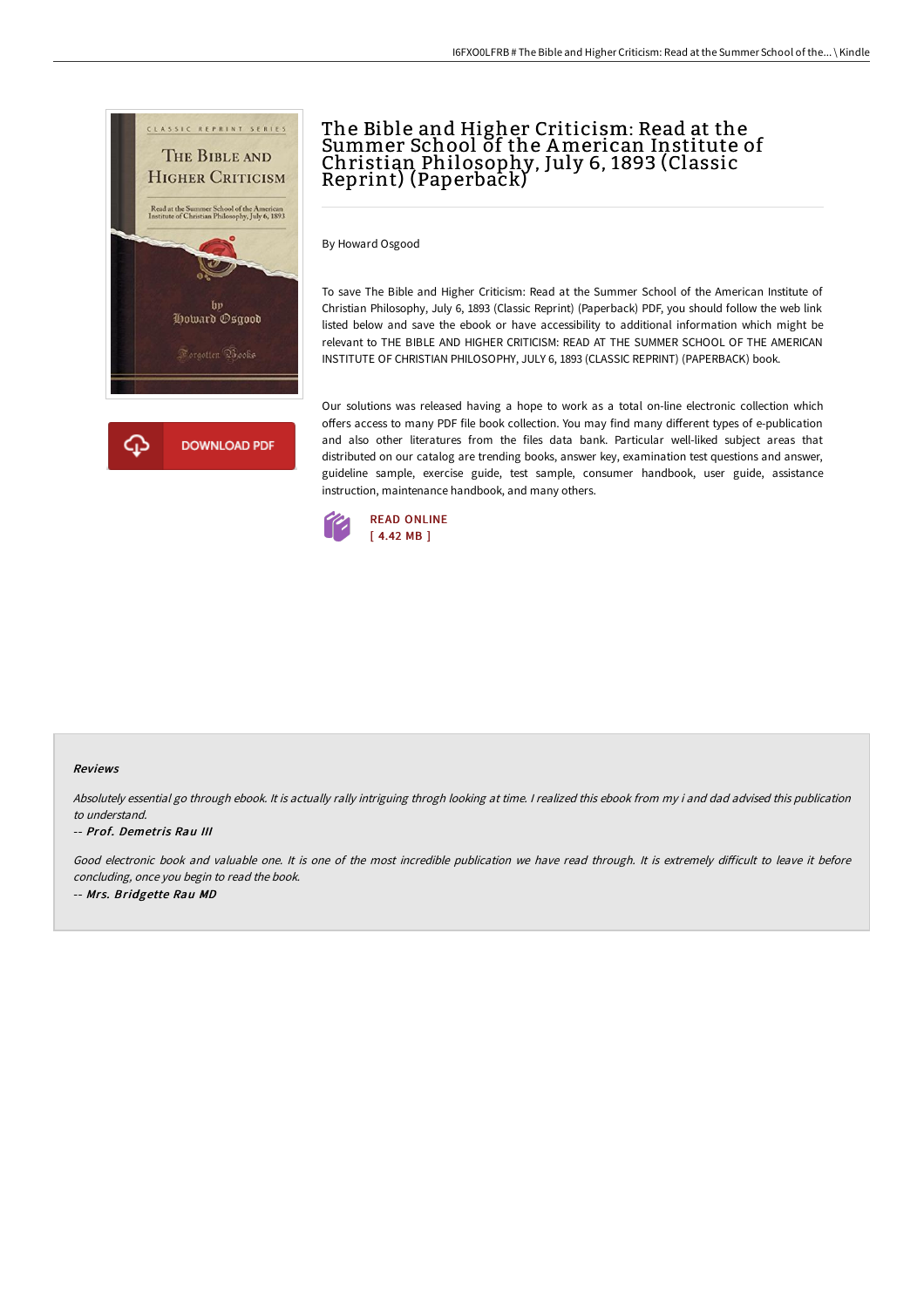# The Bible and Higher Criticism: Read at the Summer School of the American Institute of Christian Philosophy, July 6, 1893 (Classic Reprint) (Paperback)

By Howard Osgood

To save The Bible and Higher Criticism: Read at the Summer School of the American Institute of Christian Philosophy, July 6, 1893 (Classic Reprint) (Paperback) PDF, you should follow the web link listed below and save the ebook or have accessibility to additional information which might be relevant to THE BIBLE AND HIGHER CRITICISM: READ AT THE SUMMER SCHOOL OF THE AMERICAN INSTITUTE OF CHRISTIAN PHILOSOPHY, JULY 6, 1893 (CLASSIC REPRINT) (PAPERBACK) book.

Our solutions was released having a hope to work as a total on-line electronic collection which offers access to many PDF file book collection. You may find many different types of e-publication and also other literatures from the files data bank. Particular well-liked subject areas that distributed on our catalog are trending books, answer key, examination test questions and answer, guideline sample, exercise guide, test sample, consumer handbook, user guide, assistance instruction, maintenance handbook, and many others.

DOWNLOAD PDF

READ ONLINE
[ 4.42 MB ]

#### Reviews

*Absolutely essential go through ebook. It is actually rally intriguing throgh looking at time. I realized this ebook from my i and dad advised this publication to understand.*

-- *Prof. Demetris Rau III*

*Good electronic book and valuable one. It is one of the most incredible publication we have read through. It is extremely difficult to leave it before concluding, once you begin to read the book.*

-- *Mrs. Bridgette Rau MD*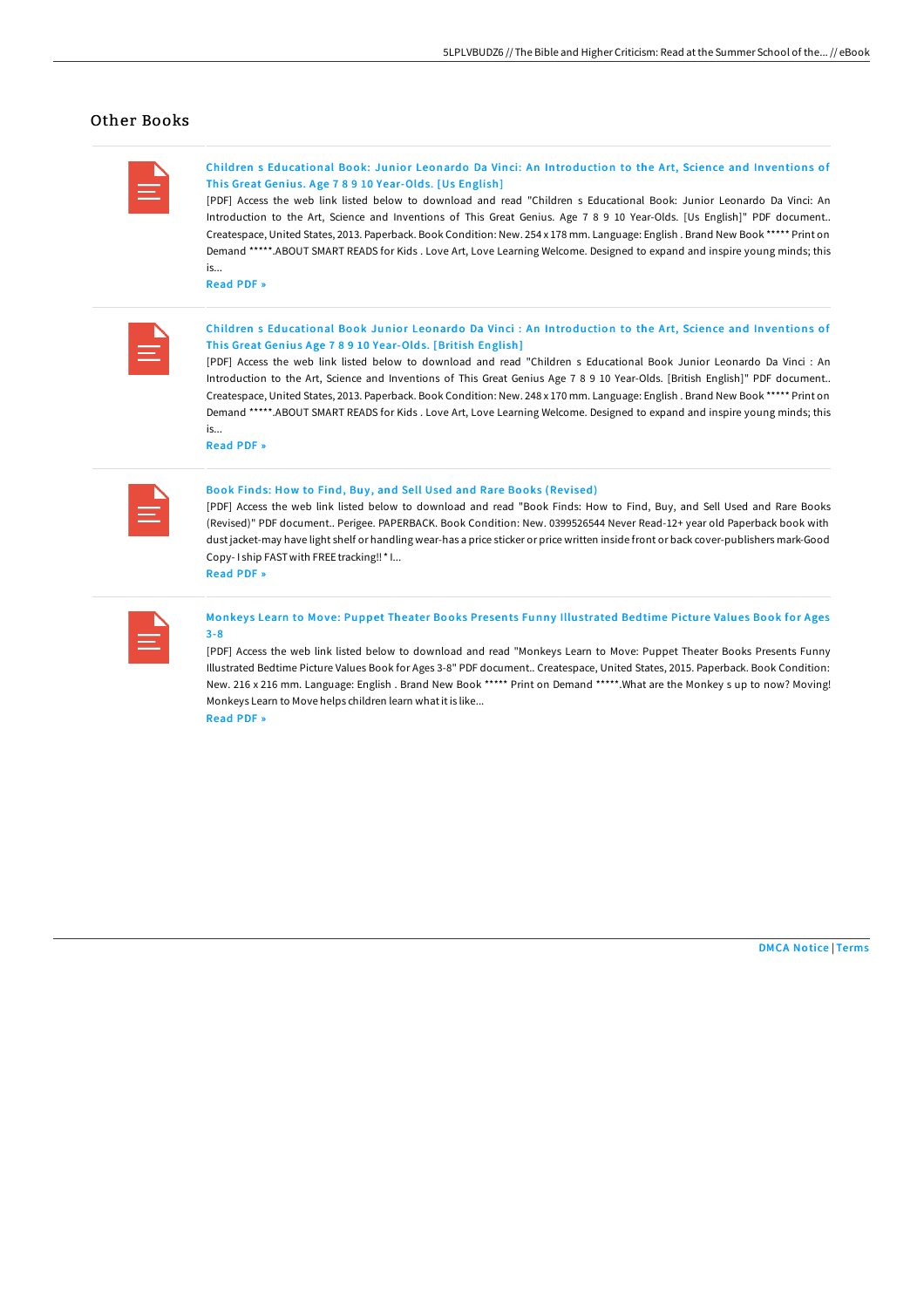## Other Books

### Children s Educational Book: Junior Leonardo Da Vinci: An Introduction to the Art, Science and Inventions of This Great Genius. Age 7 8 9 10 Year-Olds. [Us English]

[PDF] Access the web link listed below to download and read "Children s Educational Book: Junior Leonardo Da Vinci: An Introduction to the Art, Science and Inventions of This Great Genius. Age 7 8 9 10 Year-Olds. [Us English]" PDF document.. Createspace, United States, 2013. Paperback. Book Condition: New. 254 x 178 mm. Language: English . Brand New Book ***** Print on Demand *****.ABOUT SMART READS for Kids . Love Art, Love Learning Welcome. Designed to expand and inspire young minds; this is...

Read PDF »

### Children s Educational Book Junior Leonardo Da Vinci : An Introduction to the Art, Science and Inventions of This Great Genius Age 7 8 9 10 Year-Olds. [British English]

[PDF] Access the web link listed below to download and read "Children s Educational Book Junior Leonardo Da Vinci : An Introduction to the Art, Science and Inventions of This Great Genius Age 7 8 9 10 Year-Olds. [British English]" PDF document.. Createspace, United States, 2013. Paperback. Book Condition: New. 248 x 170 mm. Language: English . Brand New Book ***** Print on Demand *****.ABOUT SMART READS for Kids . Love Art, Love Learning Welcome. Designed to expand and inspire young minds; this is...

Read PDF »

### Book Finds: How to Find, Buy, and Sell Used and Rare Books (Revised)

[PDF] Access the web link listed below to download and read "Book Finds: How to Find, Buy, and Sell Used and Rare Books (Revised)" PDF document.. Perigee. PAPERBACK. Book Condition: New. 0399526544 Never Read-12+ year old Paperback book with dust jacket-may have light shelf or handling wear-has a price sticker or price written inside front or back cover-publishers mark-Good Copy- I ship FAST with FREE tracking!! * I...

Read PDF »

### Monkeys Learn to Move: Puppet Theater Books Presents Funny Illustrated Bedtime Picture Values Book for Ages 3-8

[PDF] Access the web link listed below to download and read "Monkeys Learn to Move: Puppet Theater Books Presents Funny Illustrated Bedtime Picture Values Book for Ages 3-8" PDF document.. Createspace, United States, 2015. Paperback. Book Condition: New. 216 x 216 mm. Language: English . Brand New Book ***** Print on Demand *****.What are the Monkey s up to now? Moving! Monkeys Learn to Move helps children learn what it is like...

Read PDF »

DMCA Notice | Terms